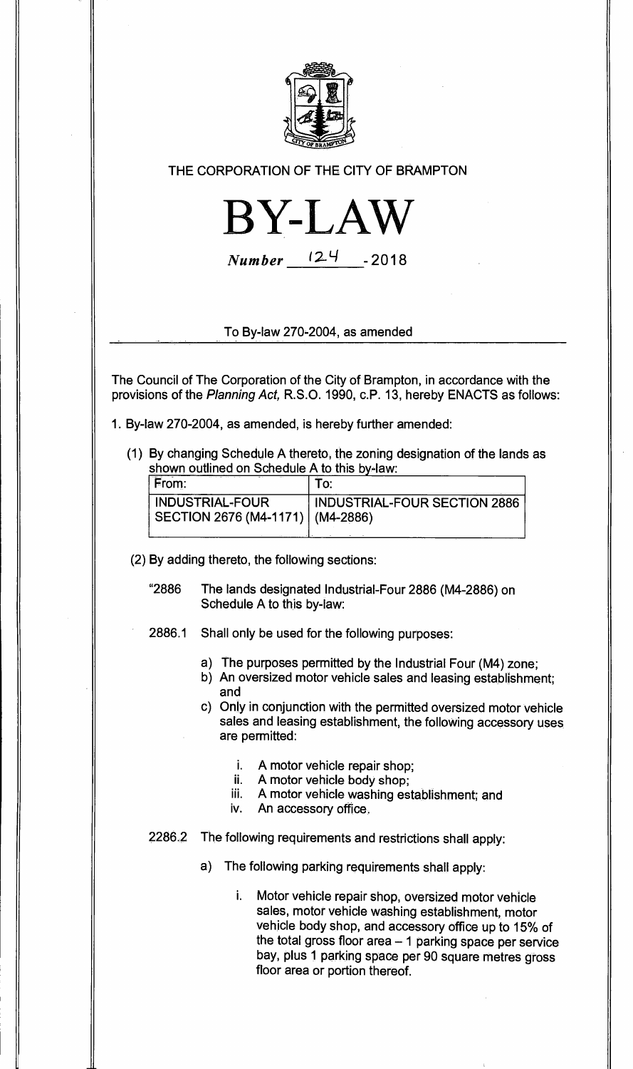THE CORPORATION OF THE CITY OF BRAMPTON

# BY-LAW

*Number* 124 - 2018

To By-law 270-2004, as amended

The Council of The Corporation of the City of Brampton, in accordance with the provisions of the *Planning Act,* R.S.O. 1990, c.P. 13, hereby ENACTS as follows:

1. By-law 270-2004, as amended, is hereby further amended:

   (1) By changing Schedule A thereto, the zoning designation of the lands as shown outlined on Schedule A to this by-law:

| From: | To: |
|---|---|
| INDUSTRIAL-FOUR SECTION 2676 (M4-1171) | INDUSTRIAL-FOUR SECTION 2886 (M4-2886) |

   (2) By adding thereto, the following sections:

"2886 The lands designated Industrial-Four 2886 (M4-2886) on Schedule A to this by-law:

2886.1 Shall only be used for the following purposes:

a) The purposes permitted by the Industrial Four (M4) zone;
b) An oversized motor vehicle sales and leasing establishment; and
c) Only in conjunction with the permitted oversized motor vehicle sales and leasing establishment, the following accessory uses are permitted:

   i. A motor vehicle repair shop;
   ii. A motor vehicle body shop;
   iii. A motor vehicle washing establishment; and
   iv. An accessory office.

2286.2 The following requirements and restrictions shall apply:

a) The following parking requirements shall apply:

   i. Motor vehicle repair shop, oversized motor vehicle sales, motor vehicle washing establishment, motor vehicle body shop, and accessory office up to 15% of the total gross floor area – 1 parking space per service bay, plus 1 parking space per 90 square metres gross floor area or portion thereof.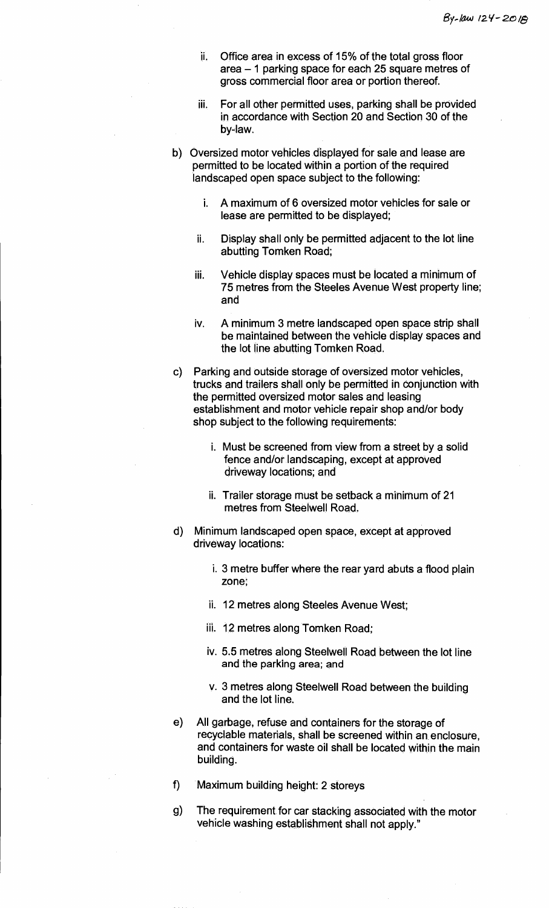ii. Office area in excess of 15% of the total gross floor area – 1 parking space for each 25 square metres of gross commercial floor area or portion thereof.

iii. For all other permitted uses, parking shall be provided in accordance with Section 20 and Section 30 of the by-law.

b) Oversized motor vehicles displayed for sale and lease are permitted to be located within a portion of the required landscaped open space subject to the following:

i. A maximum of 6 oversized motor vehicles for sale or lease are permitted to be displayed;

ii. Display shall only be permitted adjacent to the lot line abutting Tomken Road;

iii. Vehicle display spaces must be located a minimum of 75 metres from the Steeles Avenue West property line; and

iv. A minimum 3 metre landscaped open space strip shall be maintained between the vehicle display spaces and the lot line abutting Tomken Road.

c) Parking and outside storage of oversized motor vehicles, trucks and trailers shall only be permitted in conjunction with the permitted oversized motor sales and leasing establishment and motor vehicle repair shop and/or body shop subject to the following requirements:

i. Must be screened from view from a street by a solid fence and/or landscaping, except at approved driveway locations; and

ii. Trailer storage must be setback a minimum of 21 metres from Steelwell Road.

d) Minimum landscaped open space, except at approved driveway locations:

i. 3 metre buffer where the rear yard abuts a flood plain zone;

ii. 12 metres along Steeles Avenue West;

iii. 12 metres along Tomken Road;

iv. 5.5 metres along Steelwell Road between the lot line and the parking area; and

v. 3 metres along Steelwell Road between the building and the lot line.

e) All garbage, refuse and containers for the storage of recyclable materials, shall be screened within an enclosure, and containers for waste oil shall be located within the main building.

f) Maximum building height: 2 storeys

g) The requirement for car stacking associated with the motor vehicle washing establishment shall not apply."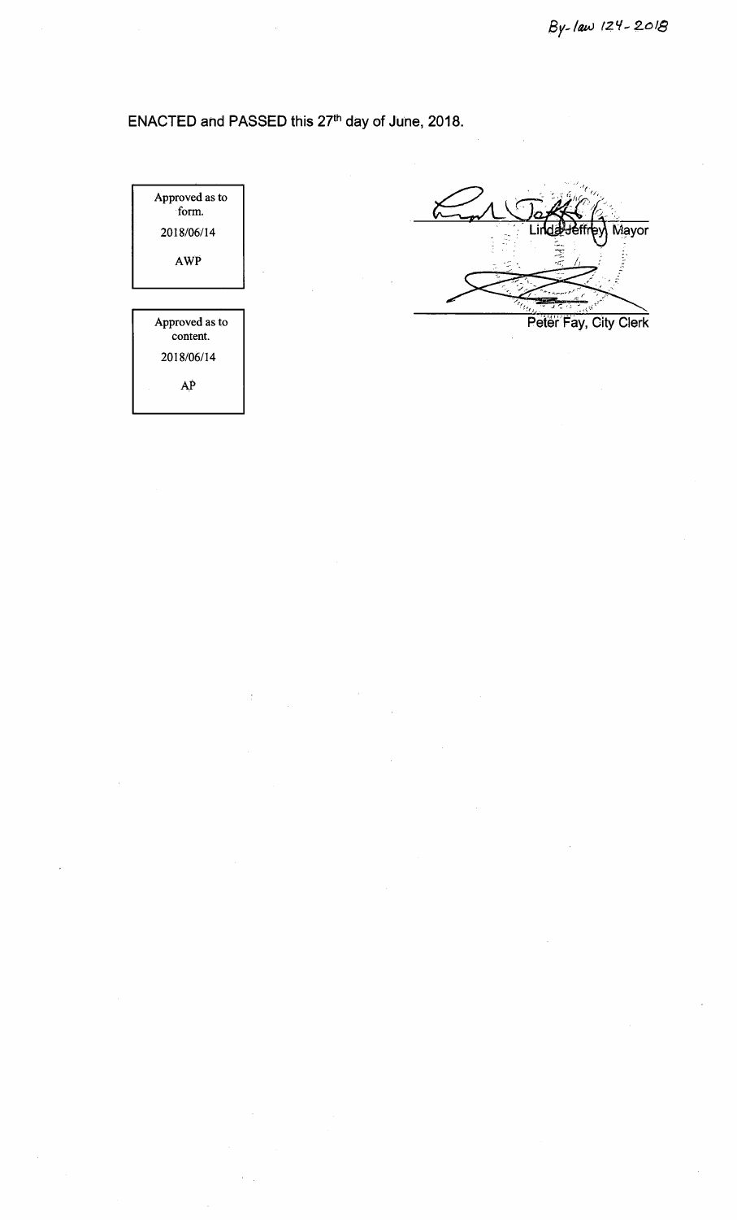By-law 124-2018

ENACTED and PASSED this 27th day of June, 2018.

| Approved as to form. |
| --- |
| 2018/06/14 |
| AWP |

| Approved as to content. |
| --- |
| 2018/06/14 |
| AP |

Linda Jeffrey, Mayor

Peter Fay, City Clerk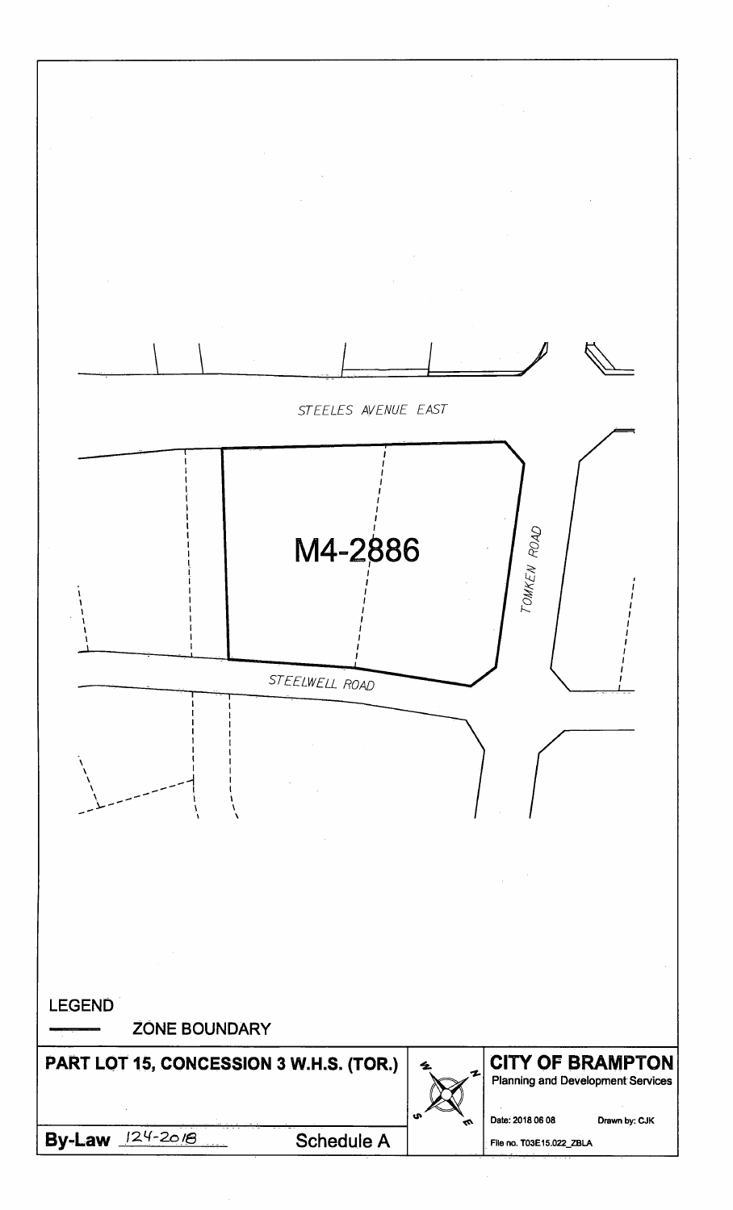STEELES AVENUE EAST

M4-2886

TOMKEN ROAD

STEELWELL ROAD

LEGEND

ZONE BOUNDARY

**PART LOT 15, CONCESSION 3 W.H.S. (TOR.)**

**By-Law** 124-2018

**Schedule A**

**CITY OF BRAMPTON**

Planning and Development Services

Date: 2018 06 08

Drawn by: CJK

File no. T03E15.022_ZBLA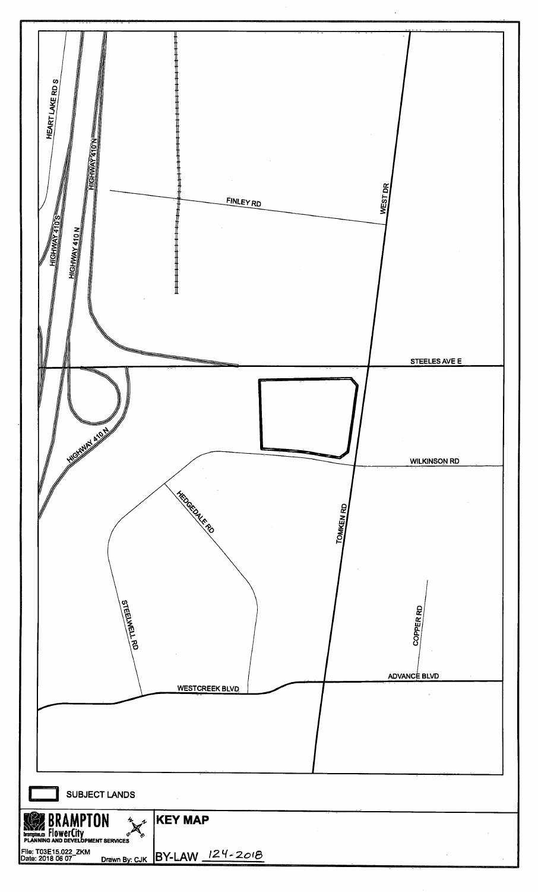HEART LAKE RD S

HIGHWAY 410 S

HIGHWAY 410 N

HIGHWAY 410 N

FINLEY RD

WEST DR

STEELES AVE E

HIGHWAY 410 N

WILKINSON RD

HEDGEDALE RD

TOMKEN RD

STEELWELL RD

COPPER RD

ADVANCE BLVD

WESTCREEK BLVD

SUBJECT LANDS

BRAMPTON FlowerCity

brampton.ca

PLANNING AND DEVELOPMENT SERVICES

File: T03E15.022_ZKM

Date: 2018 06 07

Drawn By: CJK

KEY MAP

BY-LAW 124-2018